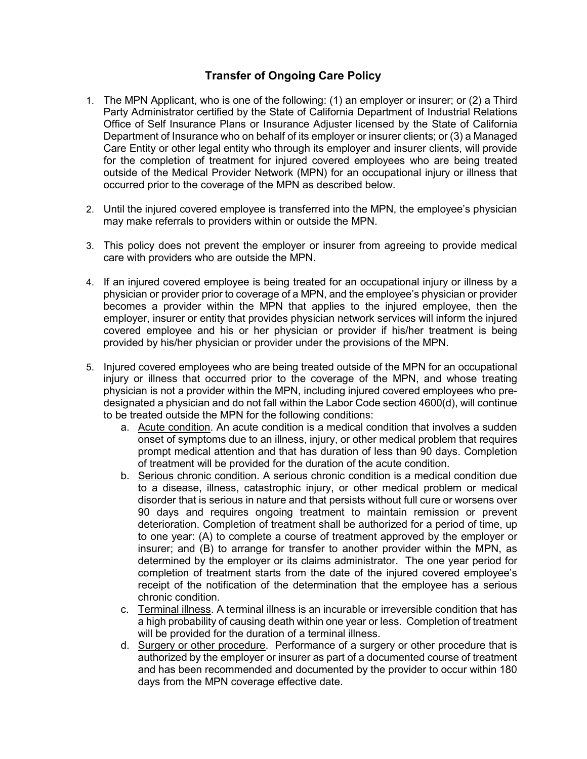# Transfer of Ongoing Care Policy

1. The MPN Applicant, who is one of the following: (1) an employer or insurer; or (2) a Third Party Administrator certified by the State of California Department of Industrial Relations Office of Self Insurance Plans or Insurance Adjuster licensed by the State of California Department of Insurance who on behalf of its employer or insurer clients; or (3) a Managed Care Entity or other legal entity who through its employer and insurer clients, will provide for the completion of treatment for injured covered employees who are being treated outside of the Medical Provider Network (MPN) for an occupational injury or illness that occurred prior to the coverage of the MPN as described below.

2. Until the injured covered employee is transferred into the MPN, the employee's physician may make referrals to providers within or outside the MPN.

3. This policy does not prevent the employer or insurer from agreeing to provide medical care with providers who are outside the MPN.

4. If an injured covered employee is being treated for an occupational injury or illness by a physician or provider prior to coverage of a MPN, and the employee's physician or provider becomes a provider within the MPN that applies to the injured employee, then the employer, insurer or entity that provides physician network services will inform the injured covered employee and his or her physician or provider if his/her treatment is being provided by his/her physician or provider under the provisions of the MPN.

5. Injured covered employees who are being treated outside of the MPN for an occupational injury or illness that occurred prior to the coverage of the MPN, and whose treating physician is not a provider within the MPN, including injured covered employees who pre-designated a physician and do not fall within the Labor Code section 4600(d), will continue to be treated outside the MPN for the following conditions:
   a. Acute condition. An acute condition is a medical condition that involves a sudden onset of symptoms due to an illness, injury, or other medical problem that requires prompt medical attention and that has duration of less than 90 days. Completion of treatment will be provided for the duration of the acute condition.
   b. Serious chronic condition. A serious chronic condition is a medical condition due to a disease, illness, catastrophic injury, or other medical problem or medical disorder that is serious in nature and that persists without full cure or worsens over 90 days and requires ongoing treatment to maintain remission or prevent deterioration. Completion of treatment shall be authorized for a period of time, up to one year: (A) to complete a course of treatment approved by the employer or insurer; and (B) to arrange for transfer to another provider within the MPN, as determined by the employer or its claims administrator. The one year period for completion of treatment starts from the date of the injured covered employee's receipt of the notification of the determination that the employee has a serious chronic condition.
   c. Terminal illness. A terminal illness is an incurable or irreversible condition that has a high probability of causing death within one year or less. Completion of treatment will be provided for the duration of a terminal illness.
   d. Surgery or other procedure. Performance of a surgery or other procedure that is authorized by the employer or insurer as part of a documented course of treatment and has been recommended and documented by the provider to occur within 180 days from the MPN coverage effective date.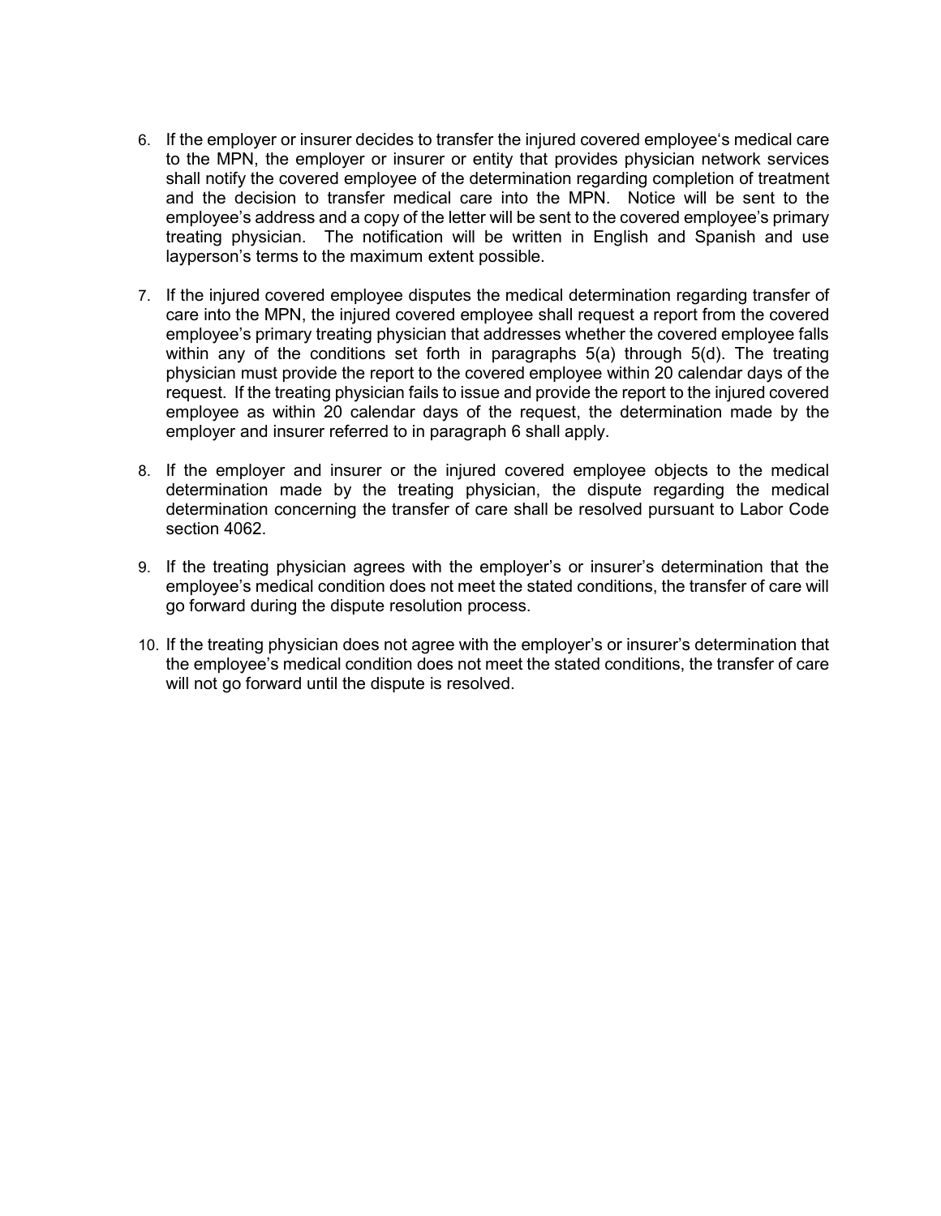6. If the employer or insurer decides to transfer the injured covered employee's medical care to the MPN, the employer or insurer or entity that provides physician network services shall notify the covered employee of the determination regarding completion of treatment and the decision to transfer medical care into the MPN. Notice will be sent to the employee's address and a copy of the letter will be sent to the covered employee's primary treating physician. The notification will be written in English and Spanish and use layperson's terms to the maximum extent possible.

7. If the injured covered employee disputes the medical determination regarding transfer of care into the MPN, the injured covered employee shall request a report from the covered employee's primary treating physician that addresses whether the covered employee falls within any of the conditions set forth in paragraphs 5(a) through 5(d). The treating physician must provide the report to the covered employee within 20 calendar days of the request. If the treating physician fails to issue and provide the report to the injured covered employee as within 20 calendar days of the request, the determination made by the employer and insurer referred to in paragraph 6 shall apply.

8. If the employer and insurer or the injured covered employee objects to the medical determination made by the treating physician, the dispute regarding the medical determination concerning the transfer of care shall be resolved pursuant to Labor Code section 4062.

9. If the treating physician agrees with the employer's or insurer's determination that the employee's medical condition does not meet the stated conditions, the transfer of care will go forward during the dispute resolution process.

10. If the treating physician does not agree with the employer's or insurer's determination that the employee's medical condition does not meet the stated conditions, the transfer of care will not go forward until the dispute is resolved.